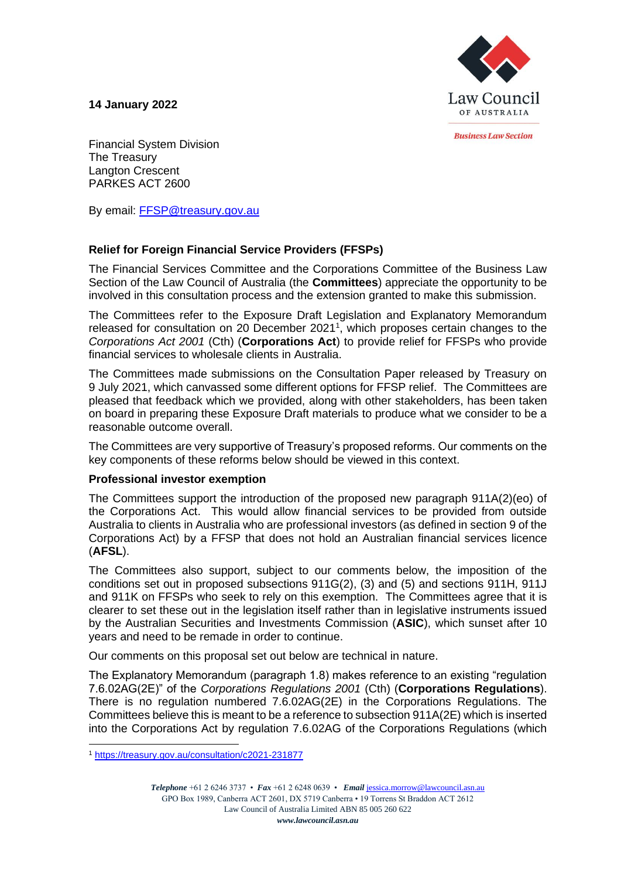**14 January 2022**

Law Council OF AUSTRALIA

*Business Law Section*

Financial System Division
The Treasury
Langton Crescent
PARKES ACT 2600

By email: FFSP@treasury.gov.au

**Relief for Foreign Financial Service Providers (FFSPs)**

The Financial Services Committee and the Corporations Committee of the Business Law Section of the Law Council of Australia (the **Committees**) appreciate the opportunity to be involved in this consultation process and the extension granted to make this submission.

The Committees refer to the Exposure Draft Legislation and Explanatory Memorandum released for consultation on 20 December 2021[1], which proposes certain changes to the *Corporations Act 2001* (Cth) (**Corporations Act**) to provide relief for FFSPs who provide financial services to wholesale clients in Australia.

The Committees made submissions on the Consultation Paper released by Treasury on 9 July 2021, which canvassed some different options for FFSP relief. The Committees are pleased that feedback which we provided, along with other stakeholders, has been taken on board in preparing these Exposure Draft materials to produce what we consider to be a reasonable outcome overall.

The Committees are very supportive of Treasury's proposed reforms. Our comments on the key components of these reforms below should be viewed in this context.

**Professional investor exemption**

The Committees support the introduction of the proposed new paragraph 911A(2)(eo) of the Corporations Act. This would allow financial services to be provided from outside Australia to clients in Australia who are professional investors (as defined in section 9 of the Corporations Act) by a FFSP that does not hold an Australian financial services licence (**AFSL**).

The Committees also support, subject to our comments below, the imposition of the conditions set out in proposed subsections 911G(2), (3) and (5) and sections 911H, 911J and 911K on FFSPs who seek to rely on this exemption. The Committees agree that it is clearer to set these out in the legislation itself rather than in legislative instruments issued by the Australian Securities and Investments Commission (**ASIC**), which sunset after 10 years and need to be remade in order to continue.

Our comments on this proposal set out below are technical in nature.

The Explanatory Memorandum (paragraph 1.8) makes reference to an existing "regulation 7.6.02AG(2E)" of the *Corporations Regulations 2001* (Cth) (**Corporations Regulations**). There is no regulation numbered 7.6.02AG(2E) in the Corporations Regulations. The Committees believe this is meant to be a reference to subsection 911A(2E) which is inserted into the Corporations Act by regulation 7.6.02AG of the Corporations Regulations (which

[1] https://treasury.gov.au/consultation/c2021-231877

*Telephone* +61 2 6246 3737 • *Fax* +61 2 6248 0639 • *Email* jessica.morrow@lawcouncil.asn.au
GPO Box 1989, Canberra ACT 2601, DX 5719 Canberra • 19 Torrens St Braddon ACT 2612
Law Council of Australia Limited ABN 85 005 260 622
*www.lawcouncil.asn.au*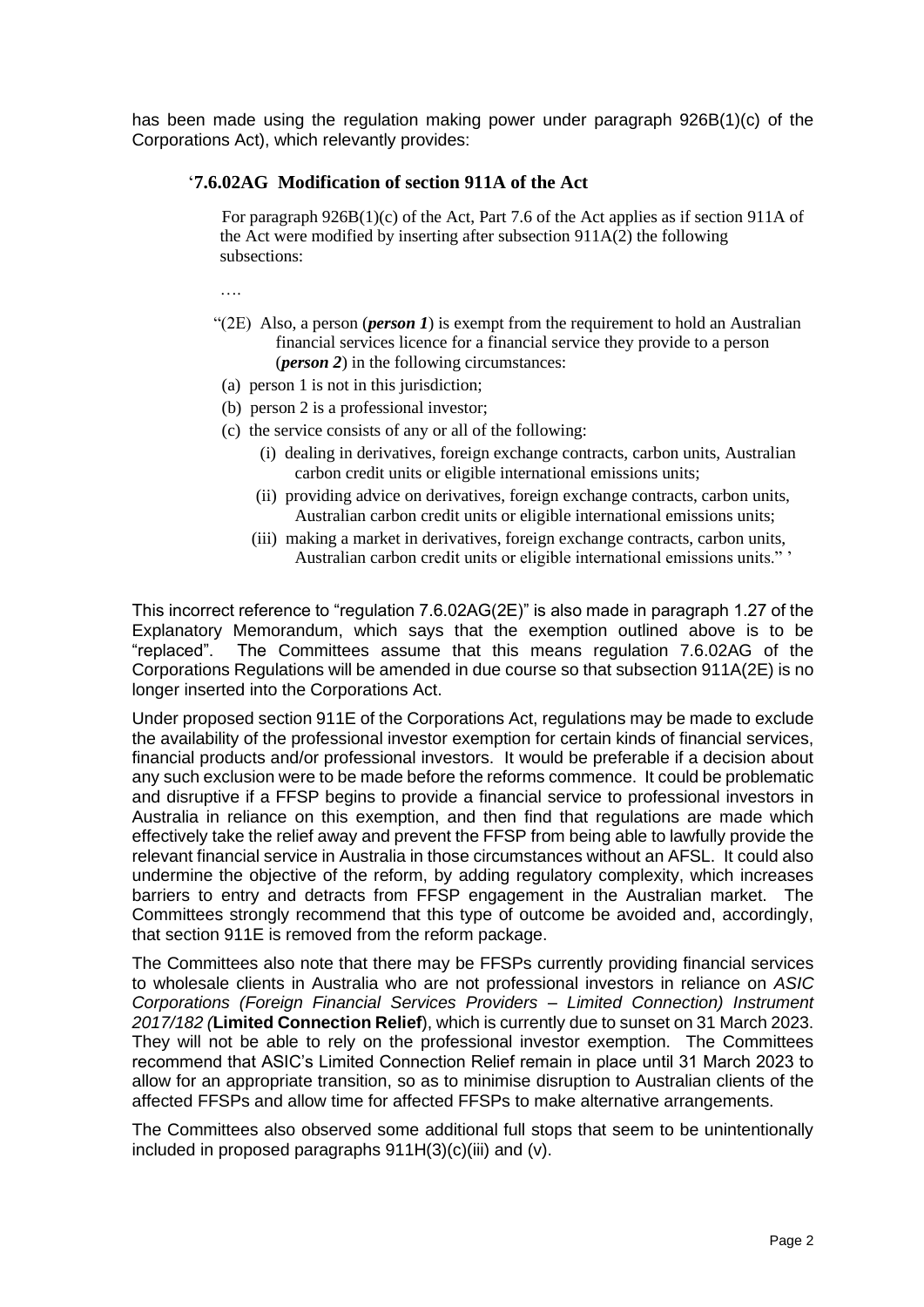has been made using the regulation making power under paragraph 926B(1)(c) of the Corporations Act), which relevantly provides:

> '**7.6.02AG Modification of section 911A of the Act**
>
> For paragraph 926B(1)(c) of the Act, Part 7.6 of the Act applies as if section 911A of the Act were modified by inserting after subsection 911A(2) the following subsections:
>
> ….
>
> "(2E) Also, a person (***person 1***) is exempt from the requirement to hold an Australian financial services licence for a financial service they provide to a person (***person 2***) in the following circumstances:
>
> (a) person 1 is not in this jurisdiction;
>
> (b) person 2 is a professional investor;
>
> (c) the service consists of any or all of the following:
>
> (i) dealing in derivatives, foreign exchange contracts, carbon units, Australian carbon credit units or eligible international emissions units;
>
> (ii) providing advice on derivatives, foreign exchange contracts, carbon units, Australian carbon credit units or eligible international emissions units;
>
> (iii) making a market in derivatives, foreign exchange contracts, carbon units, Australian carbon credit units or eligible international emissions units." '

This incorrect reference to "regulation 7.6.02AG(2E)" is also made in paragraph 1.27 of the Explanatory Memorandum, which says that the exemption outlined above is to be "replaced". The Committees assume that this means regulation 7.6.02AG of the Corporations Regulations will be amended in due course so that subsection 911A(2E) is no longer inserted into the Corporations Act.

Under proposed section 911E of the Corporations Act, regulations may be made to exclude the availability of the professional investor exemption for certain kinds of financial services, financial products and/or professional investors. It would be preferable if a decision about any such exclusion were to be made before the reforms commence. It could be problematic and disruptive if a FFSP begins to provide a financial service to professional investors in Australia in reliance on this exemption, and then find that regulations are made which effectively take the relief away and prevent the FFSP from being able to lawfully provide the relevant financial service in Australia in those circumstances without an AFSL. It could also undermine the objective of the reform, by adding regulatory complexity, which increases barriers to entry and detracts from FFSP engagement in the Australian market. The Committees strongly recommend that this type of outcome be avoided and, accordingly, that section 911E is removed from the reform package.

The Committees also note that there may be FFSPs currently providing financial services to wholesale clients in Australia who are not professional investors in reliance on *ASIC Corporations (Foreign Financial Services Providers – Limited Connection) Instrument 2017/182 (***Limited Connection Relief**), which is currently due to sunset on 31 March 2023. They will not be able to rely on the professional investor exemption. The Committees recommend that ASIC's Limited Connection Relief remain in place until 31 March 2023 to allow for an appropriate transition, so as to minimise disruption to Australian clients of the affected FFSPs and allow time for affected FFSPs to make alternative arrangements.

The Committees also observed some additional full stops that seem to be unintentionally included in proposed paragraphs 911H(3)(c)(iii) and (v).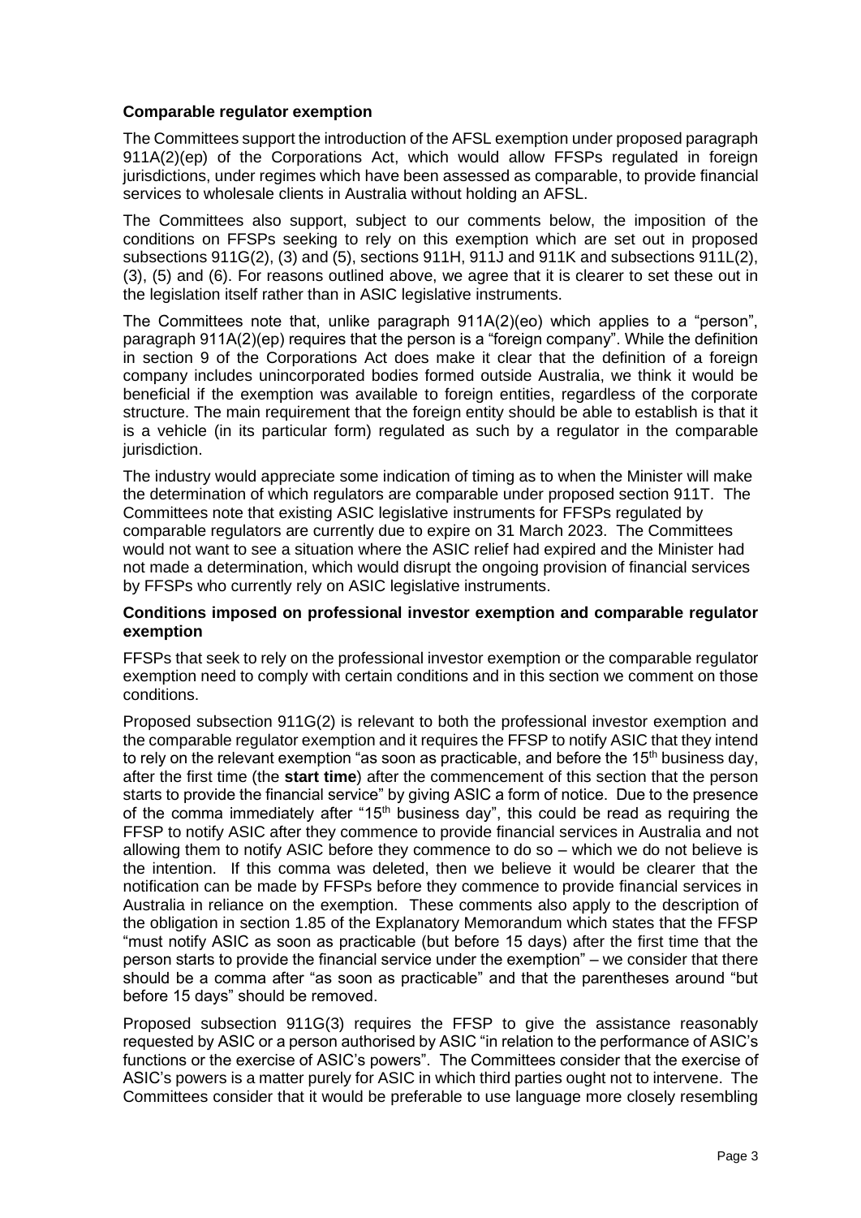**Comparable regulator exemption**

The Committees support the introduction of the AFSL exemption under proposed paragraph 911A(2)(ep) of the Corporations Act, which would allow FFSPs regulated in foreign jurisdictions, under regimes which have been assessed as comparable, to provide financial services to wholesale clients in Australia without holding an AFSL.

The Committees also support, subject to our comments below, the imposition of the conditions on FFSPs seeking to rely on this exemption which are set out in proposed subsections 911G(2), (3) and (5), sections 911H, 911J and 911K and subsections 911L(2), (3), (5) and (6). For reasons outlined above, we agree that it is clearer to set these out in the legislation itself rather than in ASIC legislative instruments.

The Committees note that, unlike paragraph 911A(2)(eo) which applies to a "person", paragraph 911A(2)(ep) requires that the person is a "foreign company". While the definition in section 9 of the Corporations Act does make it clear that the definition of a foreign company includes unincorporated bodies formed outside Australia, we think it would be beneficial if the exemption was available to foreign entities, regardless of the corporate structure. The main requirement that the foreign entity should be able to establish is that it is a vehicle (in its particular form) regulated as such by a regulator in the comparable jurisdiction.

The industry would appreciate some indication of timing as to when the Minister will make the determination of which regulators are comparable under proposed section 911T. The Committees note that existing ASIC legislative instruments for FFSPs regulated by comparable regulators are currently due to expire on 31 March 2023. The Committees would not want to see a situation where the ASIC relief had expired and the Minister had not made a determination, which would disrupt the ongoing provision of financial services by FFSPs who currently rely on ASIC legislative instruments.

**Conditions imposed on professional investor exemption and comparable regulator exemption**

FFSPs that seek to rely on the professional investor exemption or the comparable regulator exemption need to comply with certain conditions and in this section we comment on those conditions.

Proposed subsection 911G(2) is relevant to both the professional investor exemption and the comparable regulator exemption and it requires the FFSP to notify ASIC that they intend to rely on the relevant exemption "as soon as practicable, and before the 15th business day, after the first time (the **start time**) after the commencement of this section that the person starts to provide the financial service" by giving ASIC a form of notice. Due to the presence of the comma immediately after "15th business day", this could be read as requiring the FFSP to notify ASIC after they commence to provide financial services in Australia and not allowing them to notify ASIC before they commence to do so – which we do not believe is the intention. If this comma was deleted, then we believe it would be clearer that the notification can be made by FFSPs before they commence to provide financial services in Australia in reliance on the exemption. These comments also apply to the description of the obligation in section 1.85 of the Explanatory Memorandum which states that the FFSP "must notify ASIC as soon as practicable (but before 15 days) after the first time that the person starts to provide the financial service under the exemption" – we consider that there should be a comma after "as soon as practicable" and that the parentheses around "but before 15 days" should be removed.

Proposed subsection 911G(3) requires the FFSP to give the assistance reasonably requested by ASIC or a person authorised by ASIC "in relation to the performance of ASIC's functions or the exercise of ASIC's powers". The Committees consider that the exercise of ASIC's powers is a matter purely for ASIC in which third parties ought not to intervene. The Committees consider that it would be preferable to use language more closely resembling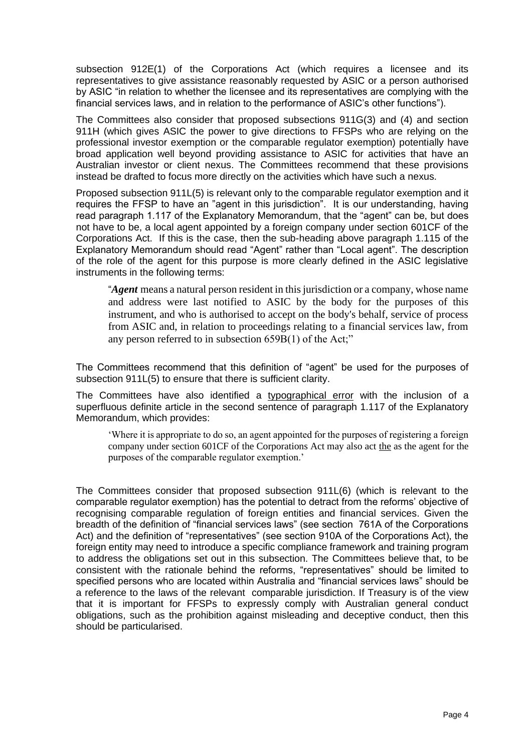subsection 912E(1) of the Corporations Act (which requires a licensee and its representatives to give assistance reasonably requested by ASIC or a person authorised by ASIC "in relation to whether the licensee and its representatives are complying with the financial services laws, and in relation to the performance of ASIC's other functions").

The Committees also consider that proposed subsections 911G(3) and (4) and section 911H (which gives ASIC the power to give directions to FFSPs who are relying on the professional investor exemption or the comparable regulator exemption) potentially have broad application well beyond providing assistance to ASIC for activities that have an Australian investor or client nexus. The Committees recommend that these provisions instead be drafted to focus more directly on the activities which have such a nexus.

Proposed subsection 911L(5) is relevant only to the comparable regulator exemption and it requires the FFSP to have an "agent in this jurisdiction". It is our understanding, having read paragraph 1.117 of the Explanatory Memorandum, that the "agent" can be, but does not have to be, a local agent appointed by a foreign company under section 601CF of the Corporations Act. If this is the case, then the sub-heading above paragraph 1.115 of the Explanatory Memorandum should read "Agent" rather than "Local agent". The description of the role of the agent for this purpose is more clearly defined in the ASIC legislative instruments in the following terms:

> "***Agent*** means a natural person resident in this jurisdiction or a company, whose name and address were last notified to ASIC by the body for the purposes of this instrument, and who is authorised to accept on the body's behalf, service of process from ASIC and, in relation to proceedings relating to a financial services law, from any person referred to in subsection 659B(1) of the Act;"

The Committees recommend that this definition of "agent" be used for the purposes of subsection 911L(5) to ensure that there is sufficient clarity.

The Committees have also identified a <u>typographical error</u> with the inclusion of a superfluous definite article in the second sentence of paragraph 1.117 of the Explanatory Memorandum, which provides:

> 'Where it is appropriate to do so, an agent appointed for the purposes of registering a foreign company under section 601CF of the Corporations Act may also act <u>the</u> as the agent for the purposes of the comparable regulator exemption.'

The Committees consider that proposed subsection 911L(6) (which is relevant to the comparable regulator exemption) has the potential to detract from the reforms' objective of recognising comparable regulation of foreign entities and financial services. Given the breadth of the definition of "financial services laws" (see section 761A of the Corporations Act) and the definition of "representatives" (see section 910A of the Corporations Act), the foreign entity may need to introduce a specific compliance framework and training program to address the obligations set out in this subsection. The Committees believe that, to be consistent with the rationale behind the reforms, "representatives" should be limited to specified persons who are located within Australia and "financial services laws" should be a reference to the laws of the relevant comparable jurisdiction. If Treasury is of the view that it is important for FFSPs to expressly comply with Australian general conduct obligations, such as the prohibition against misleading and deceptive conduct, then this should be particularised.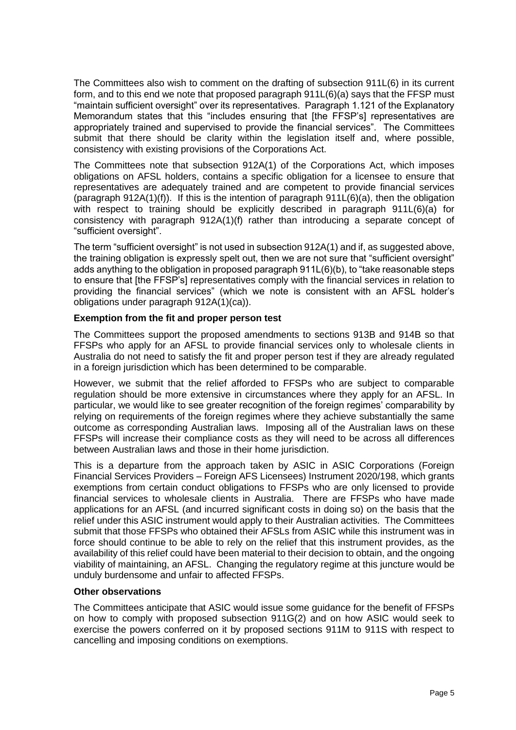The Committees also wish to comment on the drafting of subsection 911L(6) in its current form, and to this end we note that proposed paragraph 911L(6)(a) says that the FFSP must "maintain sufficient oversight" over its representatives. Paragraph 1.121 of the Explanatory Memorandum states that this "includes ensuring that [the FFSP's] representatives are appropriately trained and supervised to provide the financial services". The Committees submit that there should be clarity within the legislation itself and, where possible, consistency with existing provisions of the Corporations Act.

The Committees note that subsection 912A(1) of the Corporations Act, which imposes obligations on AFSL holders, contains a specific obligation for a licensee to ensure that representatives are adequately trained and are competent to provide financial services (paragraph 912A(1)(f)). If this is the intention of paragraph 911L(6)(a), then the obligation with respect to training should be explicitly described in paragraph 911L(6)(a) for consistency with paragraph 912A(1)(f) rather than introducing a separate concept of "sufficient oversight".

The term "sufficient oversight" is not used in subsection 912A(1) and if, as suggested above, the training obligation is expressly spelt out, then we are not sure that "sufficient oversight" adds anything to the obligation in proposed paragraph 911L(6)(b), to "take reasonable steps to ensure that [the FFSP's] representatives comply with the financial services in relation to providing the financial services" (which we note is consistent with an AFSL holder's obligations under paragraph 912A(1)(ca)).

**Exemption from the fit and proper person test**

The Committees support the proposed amendments to sections 913B and 914B so that FFSPs who apply for an AFSL to provide financial services only to wholesale clients in Australia do not need to satisfy the fit and proper person test if they are already regulated in a foreign jurisdiction which has been determined to be comparable.

However, we submit that the relief afforded to FFSPs who are subject to comparable regulation should be more extensive in circumstances where they apply for an AFSL. In particular, we would like to see greater recognition of the foreign regimes' comparability by relying on requirements of the foreign regimes where they achieve substantially the same outcome as corresponding Australian laws. Imposing all of the Australian laws on these FFSPs will increase their compliance costs as they will need to be across all differences between Australian laws and those in their home jurisdiction.

This is a departure from the approach taken by ASIC in ASIC Corporations (Foreign Financial Services Providers – Foreign AFS Licensees) Instrument 2020/198, which grants exemptions from certain conduct obligations to FFSPs who are only licensed to provide financial services to wholesale clients in Australia. There are FFSPs who have made applications for an AFSL (and incurred significant costs in doing so) on the basis that the relief under this ASIC instrument would apply to their Australian activities. The Committees submit that those FFSPs who obtained their AFSLs from ASIC while this instrument was in force should continue to be able to rely on the relief that this instrument provides, as the availability of this relief could have been material to their decision to obtain, and the ongoing viability of maintaining, an AFSL. Changing the regulatory regime at this juncture would be unduly burdensome and unfair to affected FFSPs.

**Other observations**

The Committees anticipate that ASIC would issue some guidance for the benefit of FFSPs on how to comply with proposed subsection 911G(2) and on how ASIC would seek to exercise the powers conferred on it by proposed sections 911M to 911S with respect to cancelling and imposing conditions on exemptions.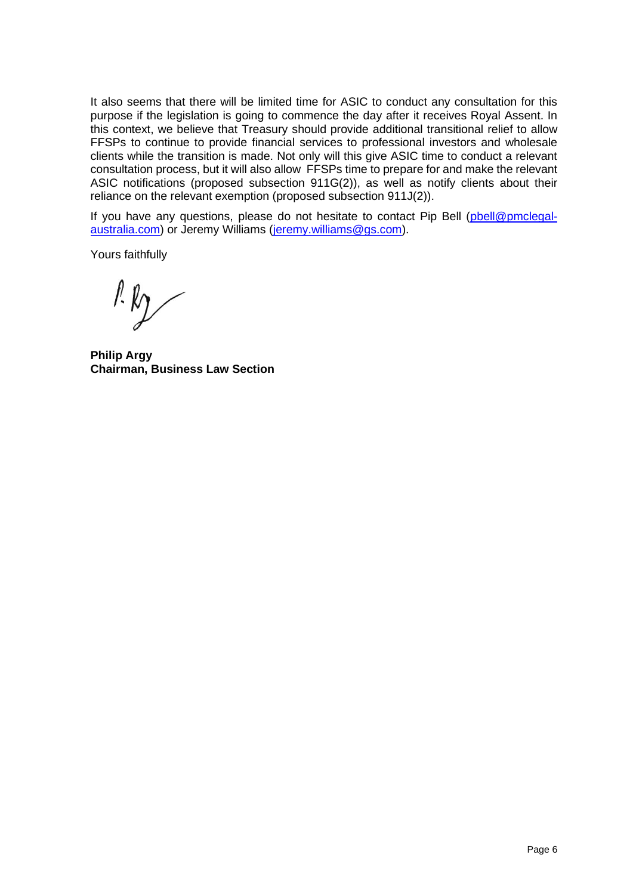It also seems that there will be limited time for ASIC to conduct any consultation for this purpose if the legislation is going to commence the day after it receives Royal Assent. In this context, we believe that Treasury should provide additional transitional relief to allow FFSPs to continue to provide financial services to professional investors and wholesale clients while the transition is made. Not only will this give ASIC time to conduct a relevant consultation process, but it will also allow FFSPs time to prepare for and make the relevant ASIC notifications (proposed subsection 911G(2)), as well as notify clients about their reliance on the relevant exemption (proposed subsection 911J(2)).

If you have any questions, please do not hesitate to contact Pip Bell (pbell@pmclegal-australia.com) or Jeremy Williams (jeremy.williams@gs.com).

Yours faithfully

**Philip Argy**
**Chairman, Business Law Section**